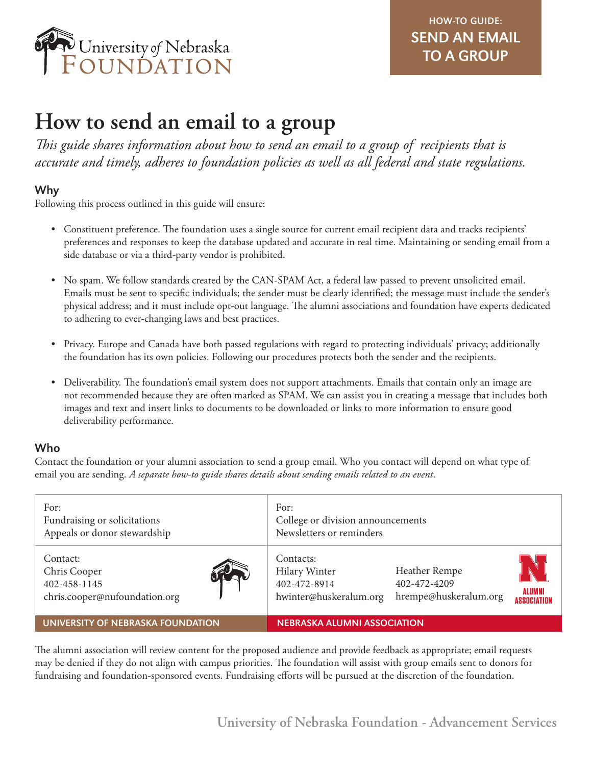University of Nebraska Foundation

**HOW-TO GUIDE: SEND AN EMAIL TO A GROUP**

# How to send an email to a group

*This guide shares information about how to send an email to a group of recipients that is accurate and timely, adheres to foundation policies as well as all federal and state regulations.*

## Why

Following this process outlined in this guide will ensure:

- Constituent preference. The foundation uses a single source for current email recipient data and tracks recipients' preferences and responses to keep the database updated and accurate in real time. Maintaining or sending email from a side database or via a third-party vendor is prohibited.
- No spam. We follow standards created by the CAN-SPAM Act, a federal law passed to prevent unsolicited email. Emails must be sent to specific individuals; the sender must be clearly identified; the message must include the sender's physical address; and it must include opt-out language. The alumni associations and foundation have experts dedicated to adhering to ever-changing laws and best practices.
- Privacy. Europe and Canada have both passed regulations with regard to protecting individuals' privacy; additionally the foundation has its own policies. Following our procedures protects both the sender and the recipients.
- Deliverability. The foundation's email system does not support attachments. Emails that contain only an image are not recommended because they are often marked as SPAM. We can assist you in creating a message that includes both images and text and insert links to documents to be downloaded or links to more information to ensure good deliverability performance.

## Who

Contact the foundation or your alumni association to send a group email. Who you contact will depend on what type of email you are sending. *A separate how-to guide shares details about sending emails related to an event.*

| UNIVERSITY OF NEBRASKA FOUNDATION | NEBRASKA ALUMNI ASSOCIATION |
|---|---|
| For:<br>Fundraising or solicitations<br>Appeals or donor stewardship | For:<br>College or division announcements<br>Newsletters or reminders |
| Contact:<br>Chris Cooper<br>402-458-1145<br>chris.cooper@nufoundation.org | Contacts:<br>Hilary Winter<br>402-472-8914<br>hwinter@huskeralum.org<br><br>Heather Rempe<br>402-472-4209<br>hrempe@huskeralum.org |

The alumni association will review content for the proposed audience and provide feedback as appropriate; email requests may be denied if they do not align with campus priorities. The foundation will assist with group emails sent to donors for fundraising and foundation-sponsored events. Fundraising efforts will be pursued at the discretion of the foundation.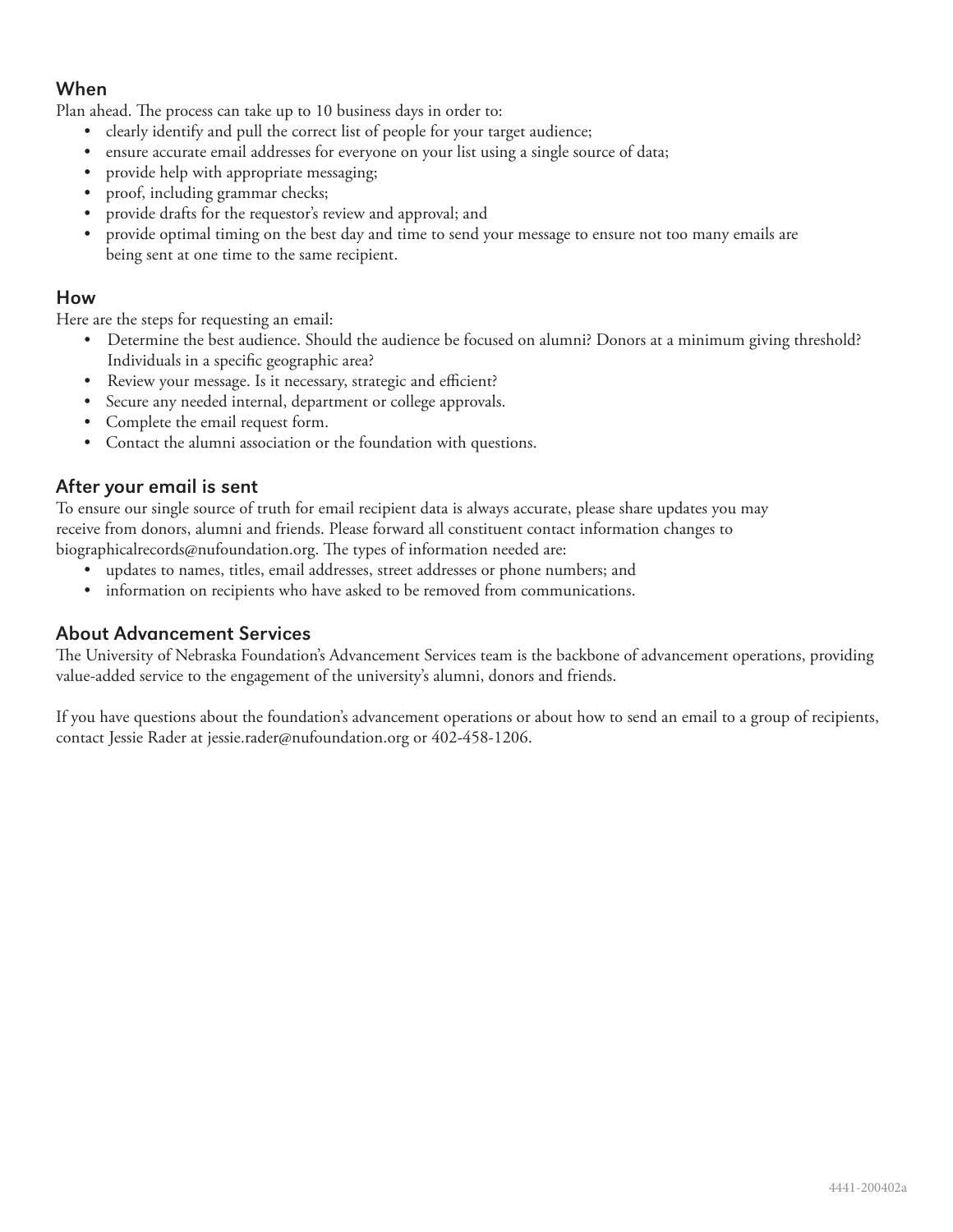## When

Plan ahead. The process can take up to 10 business days in order to:

- clearly identify and pull the correct list of people for your target audience;
- ensure accurate email addresses for everyone on your list using a single source of data;
- provide help with appropriate messaging;
- proof, including grammar checks;
- provide drafts for the requestor's review and approval; and
- provide optimal timing on the best day and time to send your message to ensure not too many emails are being sent at one time to the same recipient.

## How

Here are the steps for requesting an email:

- Determine the best audience. Should the audience be focused on alumni? Donors at a minimum giving threshold? Individuals in a specific geographic area?
- Review your message. Is it necessary, strategic and efficient?
- Secure any needed internal, department or college approvals.
- Complete the email request form.
- Contact the alumni association or the foundation with questions.

## After your email is sent

To ensure our single source of truth for email recipient data is always accurate, please share updates you may receive from donors, alumni and friends. Please forward all constituent contact information changes to biographicalrecords@nufoundation.org. The types of information needed are:

- updates to names, titles, email addresses, street addresses or phone numbers; and
- information on recipients who have asked to be removed from communications.

## About Advancement Services

The University of Nebraska Foundation's Advancement Services team is the backbone of advancement operations, providing value-added service to the engagement of the university's alumni, donors and friends.

If you have questions about the foundation's advancement operations or about how to send an email to a group of recipients, contact Jessie Rader at jessie.rader@nufoundation.org or 402-458-1206.

4441-200402a